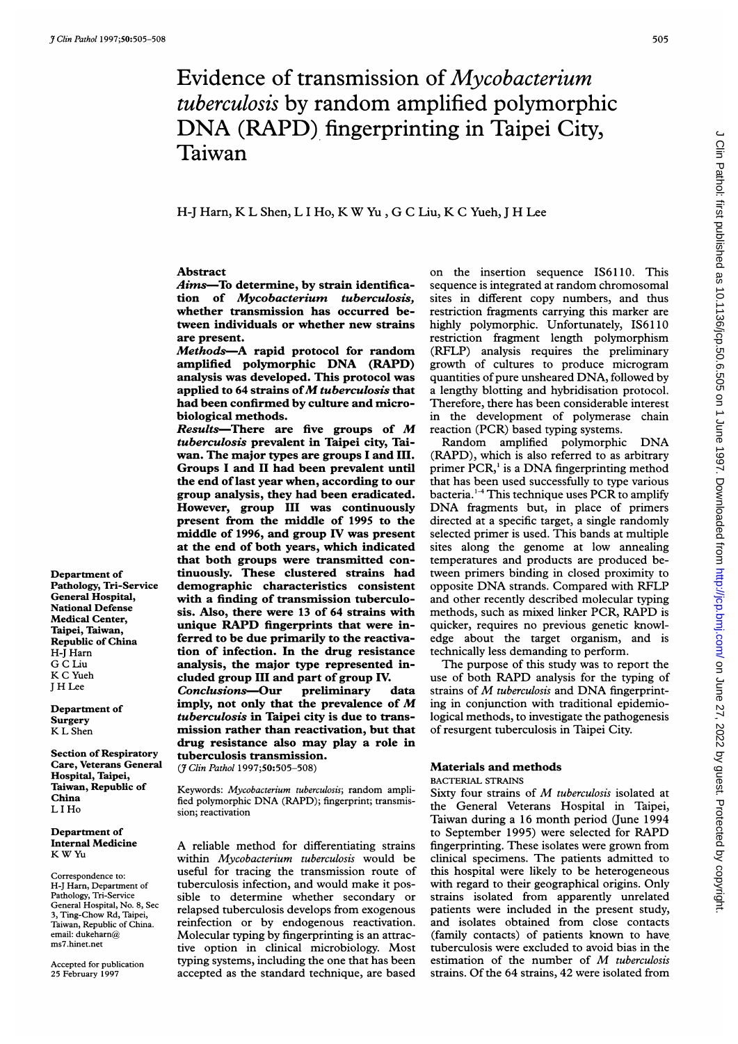# Evidence of transmission of *Mycobacterium tuberculosis* by random amplified polymorphic DNA (RAPD) fingerprinting in Taipei City, Taiwan

H-J Harn, K L Shen, L I Ho, K W Yu, G C Liu, K C Yueh, J H Lee

## Abstract

**Aims—To determine, by strain identification of *Mycobacterium tuberculosis*, whether transmission has occurred between individuals or whether new strains are present.**

**Methods—A rapid protocol for random amplified polymorphic DNA (RAPD) analysis was developed. This protocol was applied to 64 strains of *M tuberculosis* that had been confirmed by culture and microbiological methods.**

**Results—There are five groups of *M tuberculosis* prevalent in Taipei city, Taiwan. The major types are groups I and III. Groups I and II had been prevalent until the end of last year when, according to our group analysis, they had been eradicated. However, group III was continuously present from the middle of 1995 to the middle of 1996, and group IV was present at the end of both years, which indicated that both groups were transmitted continuously. These clustered strains had demographic characteristics consistent with a finding of transmission tuberculosis. Also, there were 13 of 64 strains with unique RAPD fingerprints that were inferred to be due primarily to the reactivation of infection. In the drug resistance analysis, the major type represented included group III and part of group IV.**

**Conclusions—Our preliminary data imply, not only that the prevalence of *M tuberculosis* in Taipei city is due to transmission rather than reactivation, but that drug resistance also may play a role in tuberculosis transmission.**

(*J Clin Pathol* 1997;50:505–508)

Keywords: *Mycobacterium tuberculosis*; random amplified polymorphic DNA (RAPD); fingerprint; transmission; reactivation

Department of Pathology, Tri-Service General Hospital, National Defense Medical Center, Taipei, Taiwan, Republic of China
H-J Harn
G C Liu
K C Yueh
J H Lee

Department of Surgery
K L Shen

Section of Respiratory Care, Veterans General Hospital, Taipei, Taiwan, Republic of China
L I Ho

Department of Internal Medicine
K W Yu

Correspondence to: H-J Harn, Department of Pathology, Tri-Service General Hospital, No. 8, Sec 3, Ting-Chow Rd, Taipei, Taiwan, Republic of China. email: dukeharn@ms7.hinet.net

Accepted for publication 25 February 1997

A reliable method for differentiating strains within *Mycobacterium tuberculosis* would be useful for tracing the transmission route of tuberculosis infection, and would make it possible to determine whether secondary or relapsed tuberculosis develops from exogenous reinfection or by endogenous reactivation. Molecular typing by fingerprinting is an attractive option in clinical microbiology. Most typing systems, including the one that has been accepted as the standard technique, are based on the insertion sequence IS6110. This sequence is integrated at random chromosomal sites in different copy numbers, and thus restriction fragments carrying this marker are highly polymorphic. Unfortunately, IS6110 restriction fragment length polymorphism (RFLP) analysis requires the preliminary growth of cultures to produce microgram quantities of pure unsheared DNA, followed by a lengthy blotting and hybridisation protocol. Therefore, there has been considerable interest in the development of polymerase chain reaction (PCR) based typing systems.

Random amplified polymorphic DNA (RAPD), which is also referred to as arbitrary primer PCR,[1] is a DNA fingerprinting method that has been used successfully to type various bacteria.[1–4] This technique uses PCR to amplify DNA fragments but, in place of primers directed at a specific target, a single randomly selected primer is used. This bands at multiple sites along the genome at low annealing temperatures and products are produced between primers binding in closed proximity to opposite DNA strands. Compared with RFLP and other recently described molecular typing methods, such as mixed linker PCR, RAPD is quicker, requires no previous genetic knowledge about the target organism, and is technically less demanding to perform.

The purpose of this study was to report the use of both RAPD analysis for the typing of strains of *M tuberculosis* and DNA fingerprinting in conjunction with traditional epidemiological methods, to investigate the pathogenesis of resurgent tuberculosis in Taipei City.

## Materials and methods

### BACTERIAL STRAINS

Sixty four strains of *M tuberculosis* isolated at the General Veterans Hospital in Taipei, Taiwan during a 16 month period (June 1994 to September 1995) were selected for RAPD fingerprinting. These isolates were grown from clinical specimens. The patients admitted to this hospital were likely to be heterogeneous with regard to their geographical origins. Only strains isolated from apparently unrelated patients were included in the present study, and isolates obtained from close contacts (family contacts) of patients known to have tuberculosis were excluded to avoid bias in the estimation of the number of *M tuberculosis* strains. Of the 64 strains, 42 were isolated from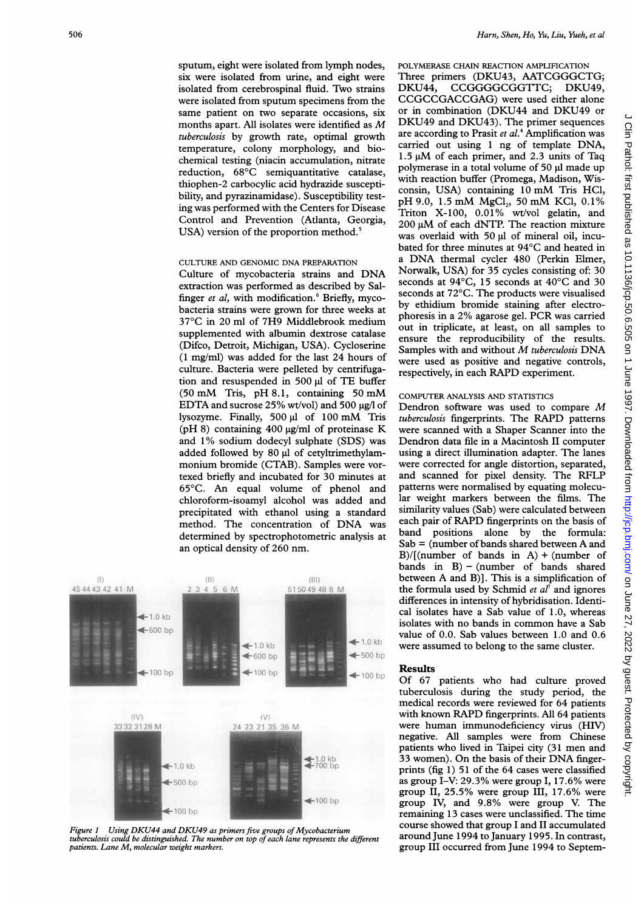sputum, eight were isolated from lymph nodes, six were isolated from urine, and eight were isolated from cerebrospinal fluid. Two strains were isolated from sputum specimens from the same patient on two separate occasions, six months apart. All isolates were identified as *M tuberculosis* by growth rate, optimal growth temperature, colony morphology, and biochemical testing (niacin accumulation, nitrate reduction, 68°C semiquantitative catalase, thiophen-2 carbocylic acid hydrazide susceptibility, and pyrazinamidase). Susceptibility testing was performed with the Centers for Disease Control and Prevention (Atlanta, Georgia, USA) version of the proportion method.[5]

### CULTURE AND GENOMIC DNA PREPARATION

Culture of mycobacteria strains and DNA extraction was performed as described by Salfinger *et al*, with modification.[6] Briefly, mycobacteria strains were grown for three weeks at 37°C in 20 ml of 7H9 Middlebrook medium supplemented with albumin dextrose catalase (Difco, Detroit, Michigan, USA). Cycloserine (1 mg/ml) was added for the last 24 hours of culture. Bacteria were pelleted by centrifugation and resuspended in 500 µl of TE buffer (50 mM Tris, pH 8.1, containing 50 mM EDTA and sucrose 25% wt/vol) and 500 µg/l of lysozyme. Finally, 500 µl of 100 mM Tris (pH 8) containing 400 µg/ml of proteinase K and 1% sodium dodecyl sulphate (SDS) was added followed by 80 µl of cetyltrimethylammonium bromide (CTAB). Samples were vortexed briefly and incubated for 30 minutes at 65°C. An equal volume of phenol and chloroform-isoamyl alcohol was added and precipitated with ethanol using a standard method. The concentration of DNA was determined by spectrophotometric analysis at an optical density of 260 nm.

Figure 1 Using DKU44 and DKU49 as primers five groups of Mycobacterium tuberculosis could be distinguished. The number on top of each lane represents the different patients. Lane M, molecular weight markers.

### POLYMERASE CHAIN REACTION AMPLIFICATION

Three primers (DKU43, AATCGGGCTG; DKU44, CCGGGGCGGTTC; DKU49, CCGCCGACCGAG) were used either alone or in combination (DKU44 and DKU49 or DKU49 and DKU43). The primer sequences are according to Prasit *et al*.[4] Amplification was carried out using 1 ng of template DNA, 1.5 µM of each primer, and 2.3 units of Taq polymerase in a total volume of 50 µl made up with reaction buffer (Promega, Madison, Wisconsin, USA) containing 10 mM Tris HCl, pH 9.0, 1.5 mM $MgCl_2$, 50 mM KCl, 0.1% Triton X-100, 0.01% wt/vol gelatin, and 200 µM of each dNTP. The reaction mixture was overlaid with 50 µl of mineral oil, incubated for three minutes at 94°C and heated in a DNA thermal cycler 480 (Perkin Elmer, Norwalk, USA) for 35 cycles consisting of: 30 seconds at 94°C, 15 seconds at 40°C and 30 seconds at 72°C. The products were visualised by ethidium bromide staining after electrophoresis in a 2% agarose gel. PCR was carried out in triplicate, at least, on all samples to ensure the reproducibility of the results. Samples with and without *M tuberculosis* DNA were used as positive and negative controls, respectively, in each RAPD experiment.

### COMPUTER ANALYSIS AND STATISTICS

Dendron software was used to compare *M tuberculosis* fingerprints. The RAPD patterns were scanned with a Shaper Scanner into the Dendron data file in a Macintosh II computer using a direct illumination adapter. The lanes were corrected for angle distortion, separated, and scanned for pixel density. The RFLP patterns were normalised by equating molecular weight markers between the films. The similarity values (Sab) were calculated between each pair of RAPD fingerprints on the basis of band positions alone by the formula: Sab = (number of bands shared between A and B)/[(number of bands in A) + (number of bands in B) − (number of bands shared between A and B)]. This is a simplification of the formula used by Schmid *et al*[7] and ignores differences in intensity of hybridisation. Identical isolates have a Sab value of 1.0, whereas isolates with no bands in common have a Sab value of 0.0. Sab values between 1.0 and 0.6 were assumed to belong to the same cluster.

## Results

Of 67 patients who had culture proved tuberculosis during the study period, the medical records were reviewed for 64 patients with known RAPD fingerprints. All 64 patients were human immunodeficiency virus (HIV) negative. All samples were from Chinese patients who lived in Taipei city (31 men and 33 women). On the basis of their DNA fingerprints (fig 1) 51 of the 64 cases were classified as group I–V: 29.3% were group I, 17.6% were group II, 25.5% were group III, 17.6% were group IV, and 9.8% were group V. The remaining 13 cases were unclassified. The time course showed that group I and II accumulated around June 1994 to January 1995. In contrast, group III occurred from June 1994 to Septem-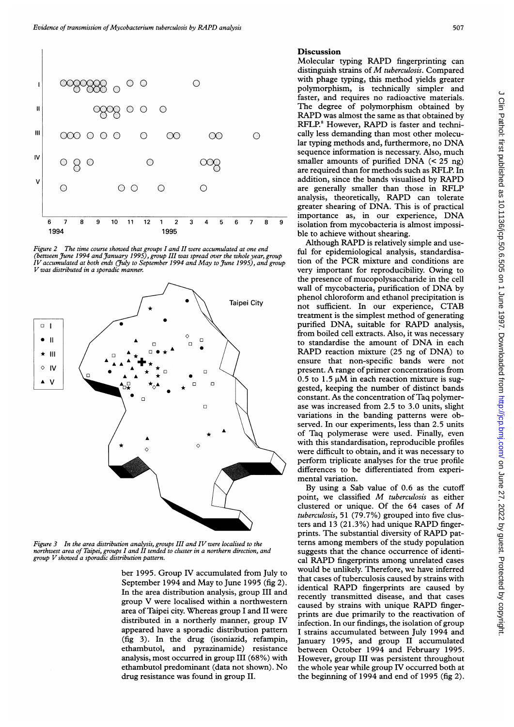Figure 2 The time course showed that groups I and II were accumulated at one end (between June 1994 and January 1995), group III was spread over the whole year, group IV accumulated at both ends (July to September 1994 and May to June 1995), and group V was distributed in a sporadic manner.

Figure 3 In the area distribution analysis, groups III and IV were localised to the northwest area of Taipei, groups I and II tended to cluster in a northern direction, and group V showed a sporadic distribution pattern.

ber 1995. Group IV accumulated from July to September 1994 and May to June 1995 (fig 2). In the area distribution analysis, group III and group V were localised within a northwestern area of Taipei city. Whereas group I and II were distributed in a northerly manner, group IV appeared have a sporadic distribution pattern (fig 3). In the drug (isoniazid, refampin, ethambutol, and pyrazinamide) resistance analysis, most occurred in group III (68%) with ethambutol predominant (data not shown). No drug resistance was found in group II.

## Discussion

Molecular typing RAPD fingerprinting can distinguish strains of *M tuberculosis*. Compared with phage typing, this method yields greater polymorphism, is technically simpler and faster, and requires no radioactive materials. The degree of polymorphism obtained by RAPD was almost the same as that obtained by RFLP.[8] However, RAPD is faster and technically less demanding than most other molecular typing methods and, furthermore, no DNA sequence information is necessary. Also, much smaller amounts of purified DNA (< 25 ng) are required than for methods such as RFLP. In addition, since the bands visualised by RAPD are generally smaller than those in RFLP analysis, theoretically, RAPD can tolerate greater shearing of DNA. This is of practical importance as, in our experience, DNA isolation from mycobacteria is almost impossible to achieve without shearing.

Although RAPD is relatively simple and useful for epidemiological analysis, standardisation of the PCR mixture and conditions are very important for reproducibility. Owing to the presence of mucopolysaccharide in the cell wall of mycobacteria, purification of DNA by phenol chloroform and ethanol precipitation is not sufficient. In our experience, CTAB treatment is the simplest method of generating purified DNA, suitable for RAPD analysis, from boiled cell extracts. Also, it was necessary to standardise the amount of DNA in each RAPD reaction mixture (25 ng of DNA) to ensure that non-specific bands were not present. A range of primer concentrations from 0.5 to 1.5 μM in each reaction mixture is suggested, keeping the number of distinct bands constant. As the concentration of Taq polymerase was increased from 2.5 to 3.0 units, slight variations in the banding patterns were observed. In our experiments, less than 2.5 units of Taq polymerase were used. Finally, even with this standardisation, reproducible profiles were difficult to obtain, and it was necessary to perform triplicate analyses for the true profile differences to be differentiated from experimental variation.

By using a Sab value of 0.6 as the cutoff point, we classified *M tuberculosis* as either clustered or unique. Of the 64 cases of *M tuberculosis*, 51 (79.7%) grouped into five clusters and 13 (21.3%) had unique RAPD fingerprints. The substantial diversity of RAPD patterns among members of the study population suggests that the chance occurrence of identical RAPD fingerprints among unrelated cases would be unlikely. Therefore, we have inferred that cases of tuberculosis caused by strains with identical RAPD fingerprints are caused by recently transmitted disease, and that cases caused by strains with unique RAPD fingerprints are due primarily to the reactivation of infection. In our findings, the isolation of group I strains accumulated between July 1994 and January 1995, and group II accumulated between October 1994 and February 1995. However, group III was persistent throughout the whole year while group IV occurred both at the beginning of 1994 and end of 1995 (fig 2).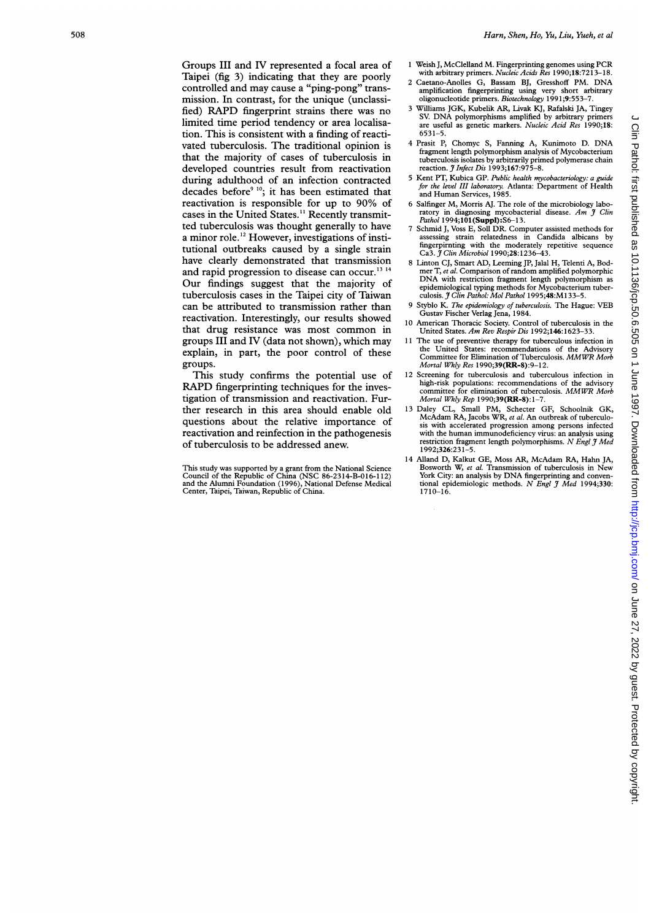Groups III and IV represented a focal area of Taipei (fig 3) indicating that they are poorly controlled and may cause a "ping-pong" transmission. In contrast, for the unique (unclassified) RAPD fingerprint strains there was no limited time period tendency or area localisation. This is consistent with a finding of reactivated tuberculosis. The traditional opinion is that the majority of cases of tuberculosis in developed countries result from reactivation during adulthood of an infection contracted decades before[9,10]; it has been estimated that reactivation is responsible for up to 90% of cases in the United States.[11] Recently transmitted tuberculosis was thought generally to have a minor role.[12] However, investigations of institutional outbreaks caused by a single strain have clearly demonstrated that transmission and rapid progression to disease can occur.[13,14] Our findings suggest that the majority of tuberculosis cases in the Taipei city of Taiwan can be attributed to transmission rather than reactivation. Interestingly, our results showed that drug resistance was most common in groups III and IV (data not shown), which may explain, in part, the poor control of these groups.

This study confirms the potential use of RAPD fingerprinting techniques for the investigation of transmission and reactivation. Further research in this area should enable old questions about the relative importance of reactivation and reinfection in the pathogenesis of tuberculosis to be addressed anew.

This study was supported by a grant from the National Science Council of the Republic of China (NSC 86-2314-B-016-112) and the Alumni Foundation (1996), National Defense Medical Center, Taipei, Taiwan, Republic of China.

1 Weish J, McClelland M. Fingerprinting genomes using PCR with arbitrary primers. *Nucleic Acids Res* 1990;**18**:7213–18.

2 Caetano-Anolles G, Bassam BJ, Gresshoff PM. DNA amplification fingerprinting using very short arbitrary oligonucleotide primers. *Biotechnology* 1991;**9**:553–7.

3 Williams JGK, Kubelik AR, Livak KJ, Rafalski JA, Tingey SV. DNA polymorphisms amplified by arbitrary primers are useful as genetic markers. *Nucleic Acid Res* 1990;**18**: 6531–5.

4 Prasit P, Chomyc S, Fanning A, Kunimoto D. DNA fragment length polymorphism analysis of Mycobacterium tuberculosis isolates by arbitrarily primed polymerase chain reaction. *J Infect Dis* 1993;**167**:975–8.

5 Kent PT, Kubica GP. *Public health mycobacteriology: a guide for the level III laboratory.* Atlanta: Department of Health and Human Services, 1985.

6 Salfinger M, Morris AJ. The role of the microbiology laboratory in diagnosing mycobacterial disease. *Am J Clin Pathol* 1994;**101(Suppl)**:S6–13.

7 Schmid J, Voss E, Soll DR. Computer assisted methods for assessing strain relatedness in Candida albicans by fingerpirnting with the moderately repetitive sequence Ca3. *J Clin Microbiol* 1990;**28**:1236–43.

8 Linton CJ, Smart AD, Leeming JP, Jalal H, Telenti A, Bodmer T, *et al.* Comparison of random amplified polymorphic DNA with restriction fragment length polymorphism as epidemiological typing methods for Mycobacterium tuberculosis. *J Clin Pathol: Mol Pathol* 1995;**48**:M133–5.

9 Styblo K. *The epidemiology of tuberculosis.* The Hague: VEB Gustav Fischer Verlag Jena, 1984.

10 American Thoracic Society. Control of tuberculosis in the United States. *Am Rev Respir Dis* 1992;**146**:1623–33.

11 The use of preventive therapy for tuberculous infection in the United States: recommendations of the Advisory Committee for Elimination of Tuberculosis. *MMWR Morb Mortal Wkly Res* 1990;**39(RR-8)**:9–12.

12 Screening for tuberculosis and tuberculous infection in high-risk populations: recommendations of the advisory committee for elimination of tuberculosis. *MMWR Morb Mortal Wkly Rep* 1990;**39(RR-8)**:1–7.

13 Daley CL, Small PM, Schecter GF, Schoolnik GK, McAdam RA, Jacobs WR, *et al.* An outbreak of tuberculosis with accelerated progression among persons infected with the human immunodeficiency virus: an analysis using restriction fragment length polymorphisms. *N Engl J Med* 1992;**326**:231–5.

14 Alland D, Kalkut GE, Moss AR, McAdam RA, Hahn JA, Bosworth W, *et al.* Transmission of tuberculosis in New York City: an analysis by DNA fingerprinting and conventional epidemiologic methods. *N Engl J Med* 1994;**330**: 1710–16.